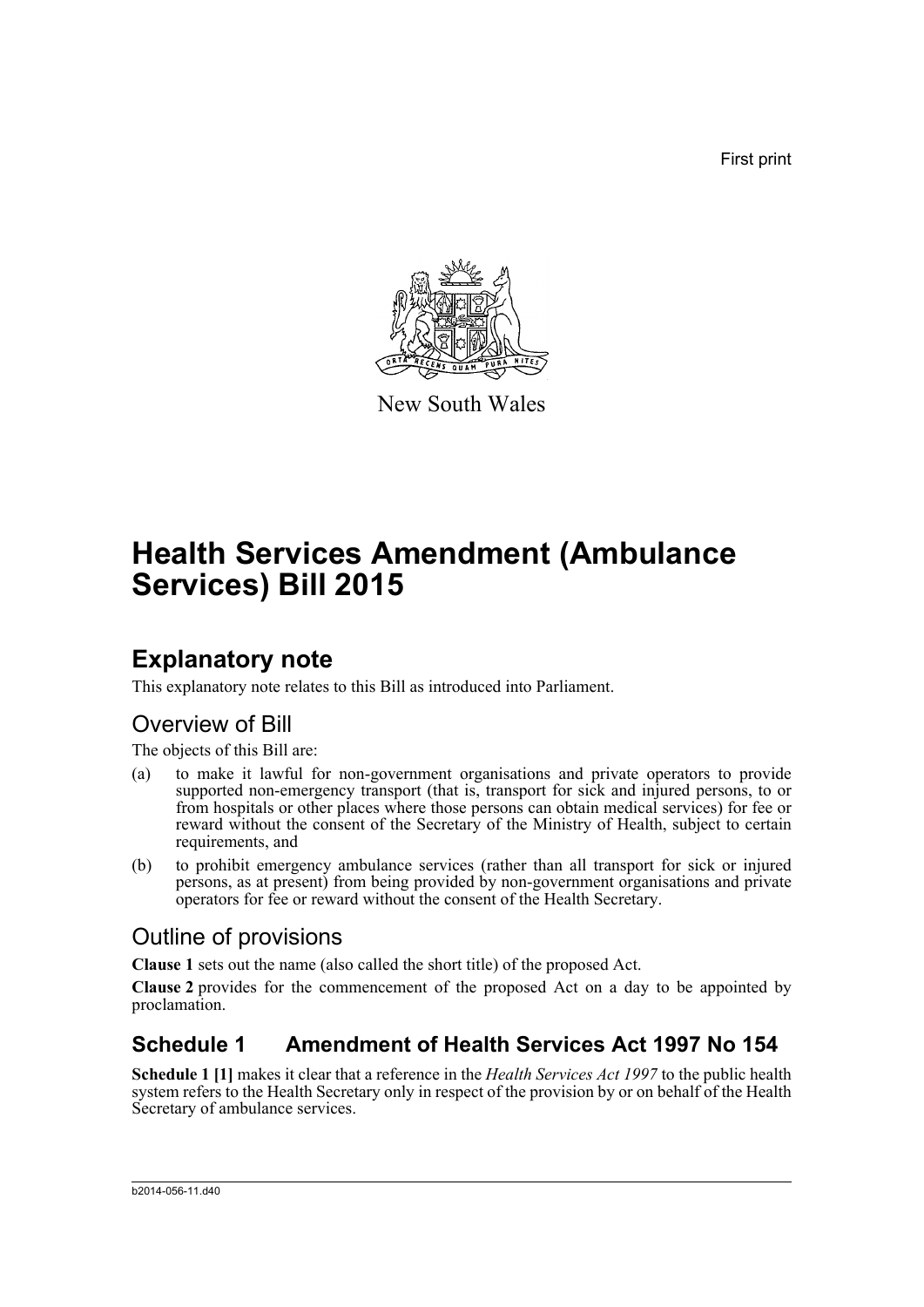First print

New South Wales

# Health Services Amendment (Ambulance Services) Bill 2015

## Explanatory note

This explanatory note relates to this Bill as introduced into Parliament.

### Overview of Bill

The objects of this Bill are:

(a) to make it lawful for non-government organisations and private operators to provide supported non-emergency transport (that is, transport for sick and injured persons, to or from hospitals or other places where those persons can obtain medical services) for fee or reward without the consent of the Secretary of the Ministry of Health, subject to certain requirements, and

(b) to prohibit emergency ambulance services (rather than all transport for sick or injured persons, as at present) from being provided by non-government organisations and private operators for fee or reward without the consent of the Health Secretary.

### Outline of provisions

**Clause 1** sets out the name (also called the short title) of the proposed Act.

**Clause 2** provides for the commencement of the proposed Act on a day to be appointed by proclamation.

## Schedule 1 Amendment of Health Services Act 1997 No 154

**Schedule 1 [1]** makes it clear that a reference in the *Health Services Act 1997* to the public health system refers to the Health Secretary only in respect of the provision by or on behalf of the Health Secretary of ambulance services.

b2014-056-11.d40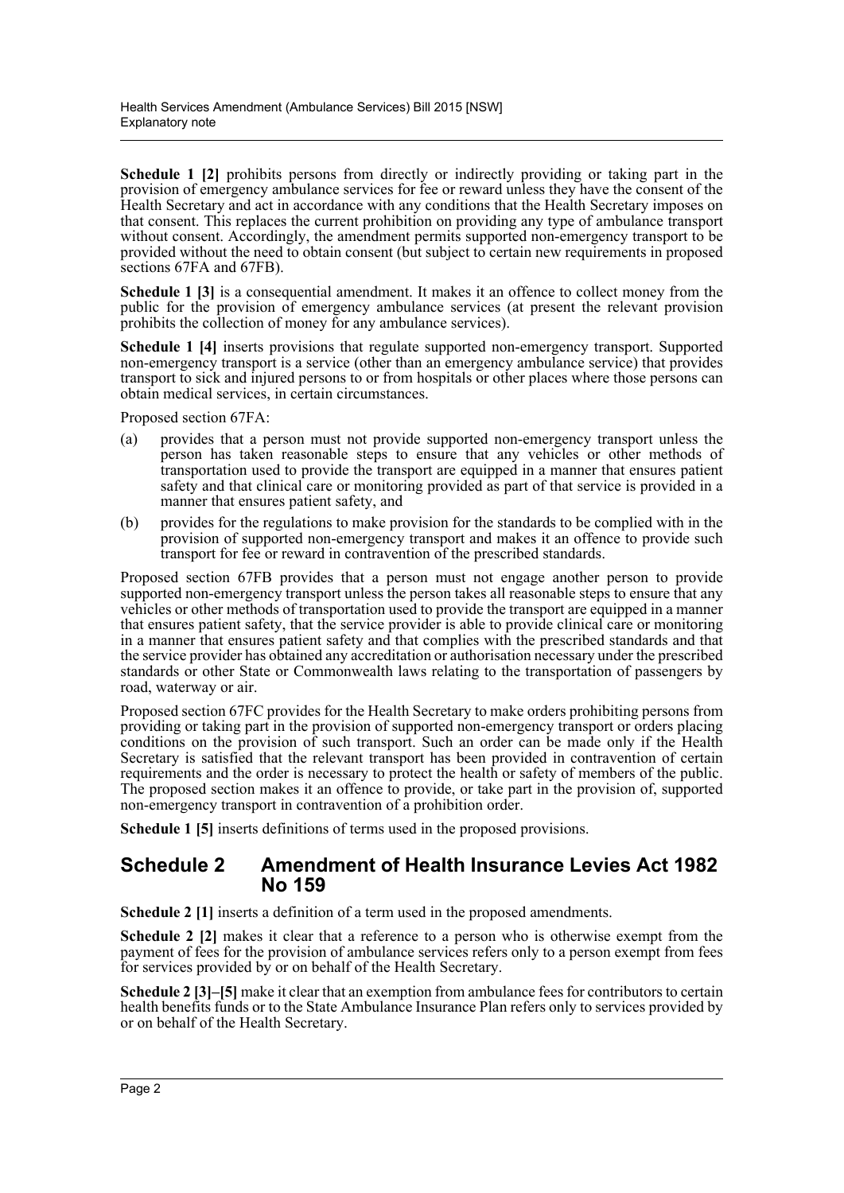**Schedule 1 [2]** prohibits persons from directly or indirectly providing or taking part in the provision of emergency ambulance services for fee or reward unless they have the consent of the Health Secretary and act in accordance with any conditions that the Health Secretary imposes on that consent. This replaces the current prohibition on providing any type of ambulance transport without consent. Accordingly, the amendment permits supported non-emergency transport to be provided without the need to obtain consent (but subject to certain new requirements in proposed sections 67FA and 67FB).

**Schedule 1 [3]** is a consequential amendment. It makes it an offence to collect money from the public for the provision of emergency ambulance services (at present the relevant provision prohibits the collection of money for any ambulance services).

**Schedule 1 [4]** inserts provisions that regulate supported non-emergency transport. Supported non-emergency transport is a service (other than an emergency ambulance service) that provides transport to sick and injured persons to or from hospitals or other places where those persons can obtain medical services, in certain circumstances.

Proposed section 67FA:

(a) provides that a person must not provide supported non-emergency transport unless the person has taken reasonable steps to ensure that any vehicles or other methods of transportation used to provide the transport are equipped in a manner that ensures patient safety and that clinical care or monitoring provided as part of that service is provided in a manner that ensures patient safety, and

(b) provides for the regulations to make provision for the standards to be complied with in the provision of supported non-emergency transport and makes it an offence to provide such transport for fee or reward in contravention of the prescribed standards.

Proposed section 67FB provides that a person must not engage another person to provide supported non-emergency transport unless the person takes all reasonable steps to ensure that any vehicles or other methods of transportation used to provide the transport are equipped in a manner that ensures patient safety, that the service provider is able to provide clinical care or monitoring in a manner that ensures patient safety and that complies with the prescribed standards and that the service provider has obtained any accreditation or authorisation necessary under the prescribed standards or other State or Commonwealth laws relating to the transportation of passengers by road, waterway or air.

Proposed section 67FC provides for the Health Secretary to make orders prohibiting persons from providing or taking part in the provision of supported non-emergency transport or orders placing conditions on the provision of such transport. Such an order can be made only if the Health Secretary is satisfied that the relevant transport has been provided in contravention of certain requirements and the order is necessary to protect the health or safety of members of the public. The proposed section makes it an offence to provide, or take part in the provision of, supported non-emergency transport in contravention of a prohibition order.

**Schedule 1 [5]** inserts definitions of terms used in the proposed provisions.

## Schedule 2 Amendment of Health Insurance Levies Act 1982 No 159

**Schedule 2 [1]** inserts a definition of a term used in the proposed amendments.

**Schedule 2 [2]** makes it clear that a reference to a person who is otherwise exempt from the payment of fees for the provision of ambulance services refers only to a person exempt from fees for services provided by or on behalf of the Health Secretary.

**Schedule 2 [3]–[5]** make it clear that an exemption from ambulance fees for contributors to certain health benefits funds or to the State Ambulance Insurance Plan refers only to services provided by or on behalf of the Health Secretary.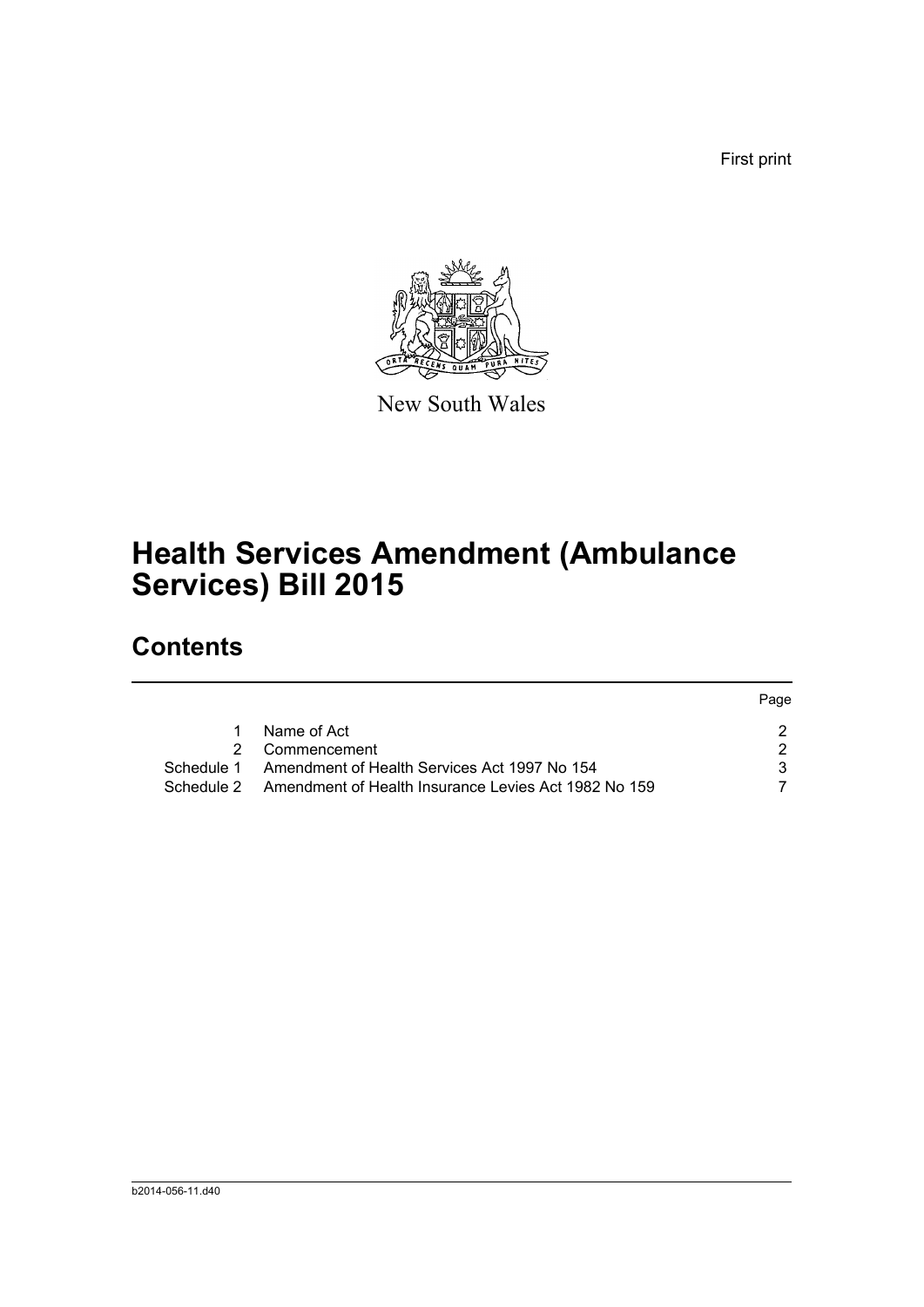First print

New South Wales

# Health Services Amendment (Ambulance Services) Bill 2015

## Contents

| | | Page |
|---|---|---|
| 1 | Name of Act | 2 |
| 2 | Commencement | 2 |
| Schedule 1 | Amendment of Health Services Act 1997 No 154 | 3 |
| Schedule 2 | Amendment of Health Insurance Levies Act 1982 No 159 | 7 |

b2014-056-11.d40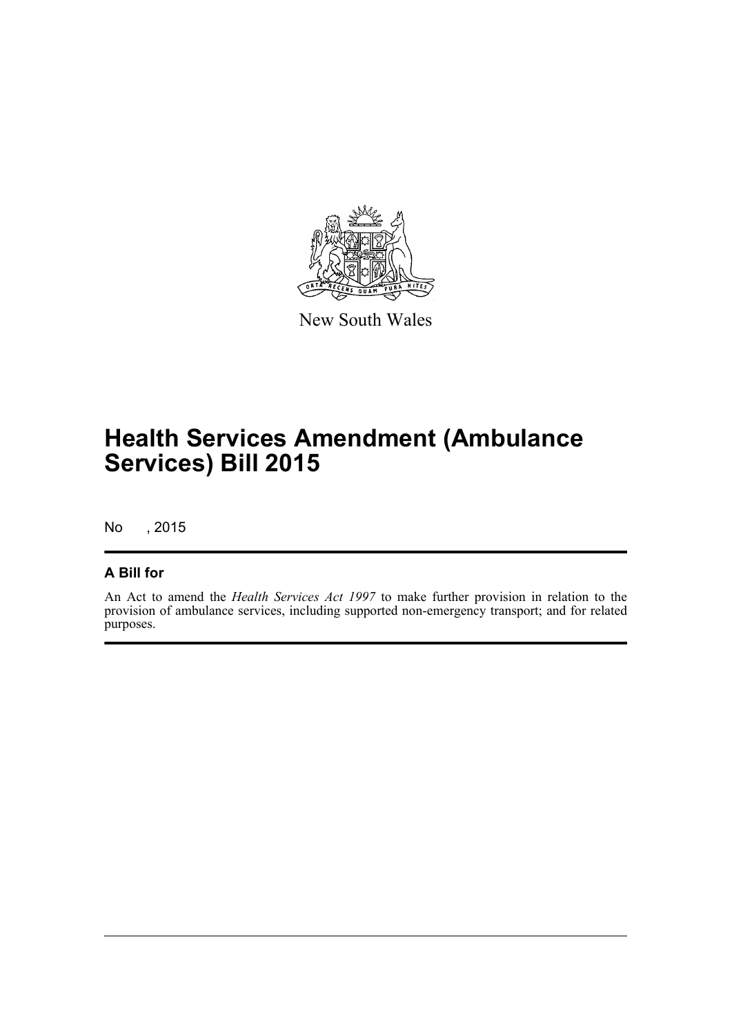New South Wales

# Health Services Amendment (Ambulance Services) Bill 2015

No , 2015

## A Bill for

An Act to amend the *Health Services Act 1997* to make further provision in relation to the provision of ambulance services, including supported non-emergency transport; and for related purposes.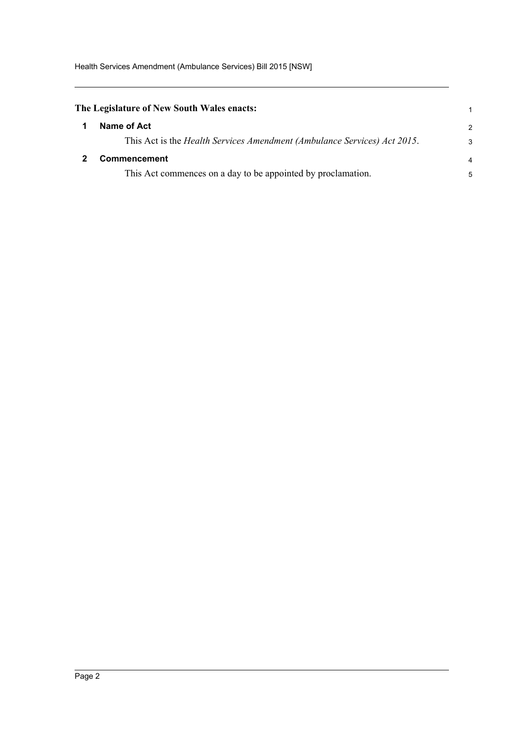**The Legislature of New South Wales enacts:**

## 1 Name of Act

This Act is the *Health Services Amendment (Ambulance Services) Act 2015*.

## 2 Commencement

This Act commences on a day to be appointed by proclamation.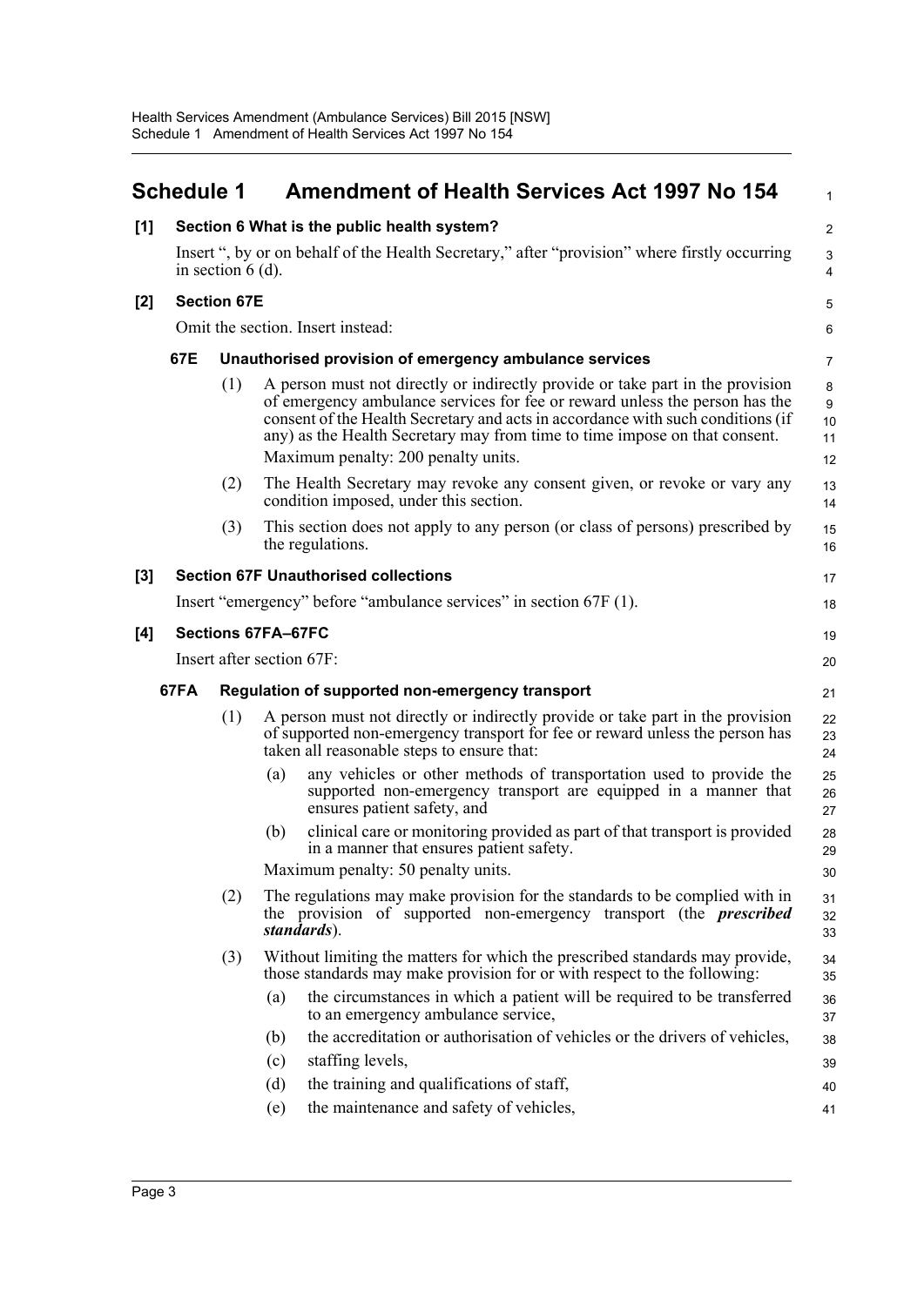# Schedule 1 Amendment of Health Services Act 1997 No 154

## [1] Section 6 What is the public health system?

Insert ", by or on behalf of the Health Secretary," after "provision" where firstly occurring in section 6 (d).

## [2] Section 67E

Omit the section. Insert instead:

### 67E Unauthorised provision of emergency ambulance services

(1) A person must not directly or indirectly provide or take part in the provision of emergency ambulance services for fee or reward unless the person has the consent of the Health Secretary and acts in accordance with such conditions (if any) as the Health Secretary may from time to time impose on that consent.

Maximum penalty: 200 penalty units.

(2) The Health Secretary may revoke any consent given, or revoke or vary any condition imposed, under this section.

(3) This section does not apply to any person (or class of persons) prescribed by the regulations.

## [3] Section 67F Unauthorised collections

Insert "emergency" before "ambulance services" in section 67F (1).

## [4] Sections 67FA–67FC

Insert after section 67F:

### 67FA Regulation of supported non-emergency transport

(1) A person must not directly or indirectly provide or take part in the provision of supported non-emergency transport for fee or reward unless the person has taken all reasonable steps to ensure that:

- (a) any vehicles or other methods of transportation used to provide the supported non-emergency transport are equipped in a manner that ensures patient safety, and
- (b) clinical care or monitoring provided as part of that transport is provided in a manner that ensures patient safety.

Maximum penalty: 50 penalty units.

(2) The regulations may make provision for the standards to be complied with in the provision of supported non-emergency transport (the ***prescribed standards***).

(3) Without limiting the matters for which the prescribed standards may provide, those standards may make provision for or with respect to the following:

- (a) the circumstances in which a patient will be required to be transferred to an emergency ambulance service,
- (b) the accreditation or authorisation of vehicles or the drivers of vehicles,
- (c) staffing levels,
- (d) the training and qualifications of staff,
- (e) the maintenance and safety of vehicles,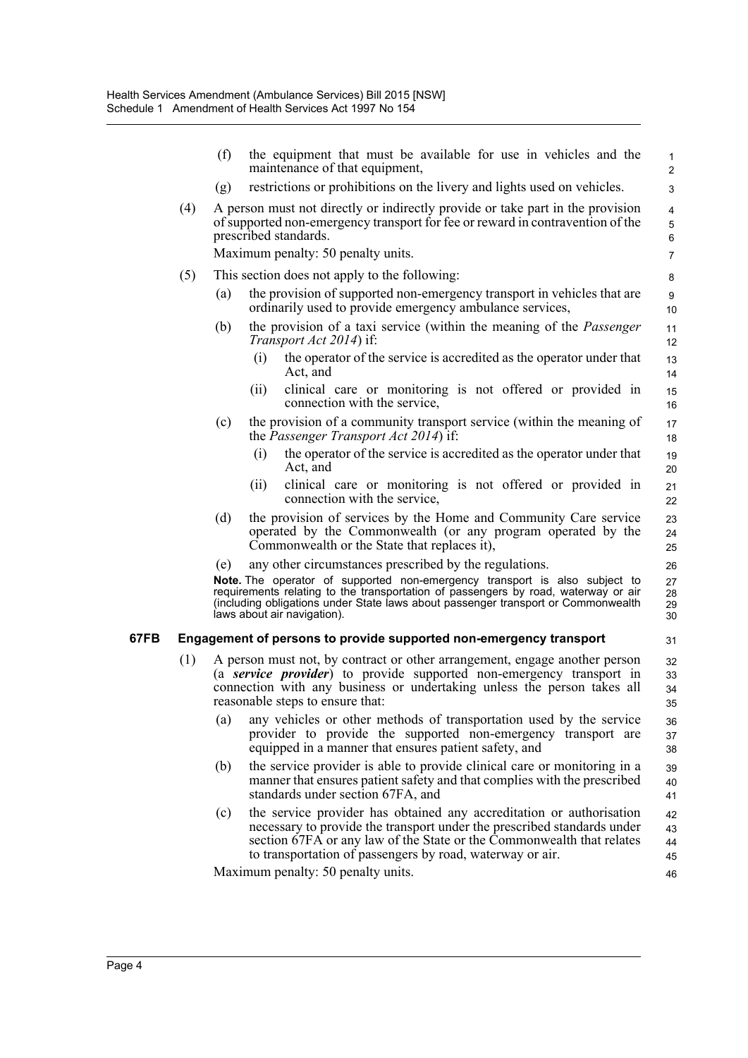(f) the equipment that must be available for use in vehicles and the maintenance of that equipment,

(g) restrictions or prohibitions on the livery and lights used on vehicles.

(4) A person must not directly or indirectly provide or take part in the provision of supported non-emergency transport for fee or reward in contravention of the prescribed standards.

Maximum penalty: 50 penalty units.

(5) This section does not apply to the following:

(a) the provision of supported non-emergency transport in vehicles that are ordinarily used to provide emergency ambulance services,

(b) the provision of a taxi service (within the meaning of the *Passenger Transport Act 2014*) if:

(i) the operator of the service is accredited as the operator under that Act, and

(ii) clinical care or monitoring is not offered or provided in connection with the service,

(c) the provision of a community transport service (within the meaning of the *Passenger Transport Act 2014*) if:

(i) the operator of the service is accredited as the operator under that Act, and

(ii) clinical care or monitoring is not offered or provided in connection with the service,

(d) the provision of services by the Home and Community Care service operated by the Commonwealth (or any program operated by the Commonwealth or the State that replaces it),

(e) any other circumstances prescribed by the regulations.

**Note.** The operator of supported non-emergency transport is also subject to requirements relating to the transportation of passengers by road, waterway or air (including obligations under State laws about passenger transport or Commonwealth laws about air navigation).

### 67FB Engagement of persons to provide supported non-emergency transport

(1) A person must not, by contract or other arrangement, engage another person (a ***service provider***) to provide supported non-emergency transport in connection with any business or undertaking unless the person takes all reasonable steps to ensure that:

(a) any vehicles or other methods of transportation used by the service provider to provide the supported non-emergency transport are equipped in a manner that ensures patient safety, and

(b) the service provider is able to provide clinical care or monitoring in a manner that ensures patient safety and that complies with the prescribed standards under section 67FA, and

(c) the service provider has obtained any accreditation or authorisation necessary to provide the transport under the prescribed standards under section 67FA or any law of the State or the Commonwealth that relates to transportation of passengers by road, waterway or air.

Maximum penalty: 50 penalty units.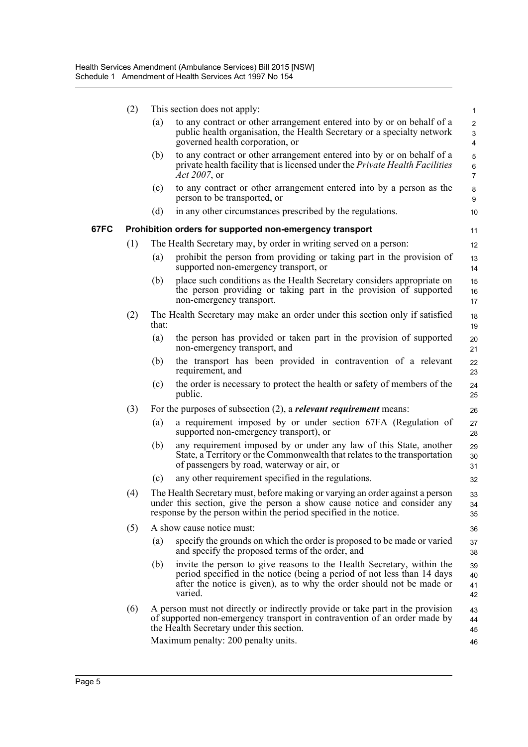(2) This section does not apply:

(a) to any contract or other arrangement entered into by or on behalf of a public health organisation, the Health Secretary or a specialty network governed health corporation, or

(b) to any contract or other arrangement entered into by or on behalf of a private health facility that is licensed under the *Private Health Facilities Act 2007*, or

(c) to any contract or other arrangement entered into by a person as the person to be transported, or

(d) in any other circumstances prescribed by the regulations.

### 67FC Prohibition orders for supported non-emergency transport

(1) The Health Secretary may, by order in writing served on a person:

(a) prohibit the person from providing or taking part in the provision of supported non-emergency transport, or

(b) place such conditions as the Health Secretary considers appropriate on the person providing or taking part in the provision of supported non-emergency transport.

(2) The Health Secretary may make an order under this section only if satisfied that:

(a) the person has provided or taken part in the provision of supported non-emergency transport, and

(b) the transport has been provided in contravention of a relevant requirement, and

(c) the order is necessary to protect the health or safety of members of the public.

(3) For the purposes of subsection (2), a ***relevant requirement*** means:

(a) a requirement imposed by or under section 67FA (Regulation of supported non-emergency transport), or

(b) any requirement imposed by or under any law of this State, another State, a Territory or the Commonwealth that relates to the transportation of passengers by road, waterway or air, or

(c) any other requirement specified in the regulations.

(4) The Health Secretary must, before making or varying an order against a person under this section, give the person a show cause notice and consider any response by the person within the period specified in the notice.

(5) A show cause notice must:

(a) specify the grounds on which the order is proposed to be made or varied and specify the proposed terms of the order, and

(b) invite the person to give reasons to the Health Secretary, within the period specified in the notice (being a period of not less than 14 days after the notice is given), as to why the order should not be made or varied.

(6) A person must not directly or indirectly provide or take part in the provision of supported non-emergency transport in contravention of an order made by the Health Secretary under this section.

Maximum penalty: 200 penalty units.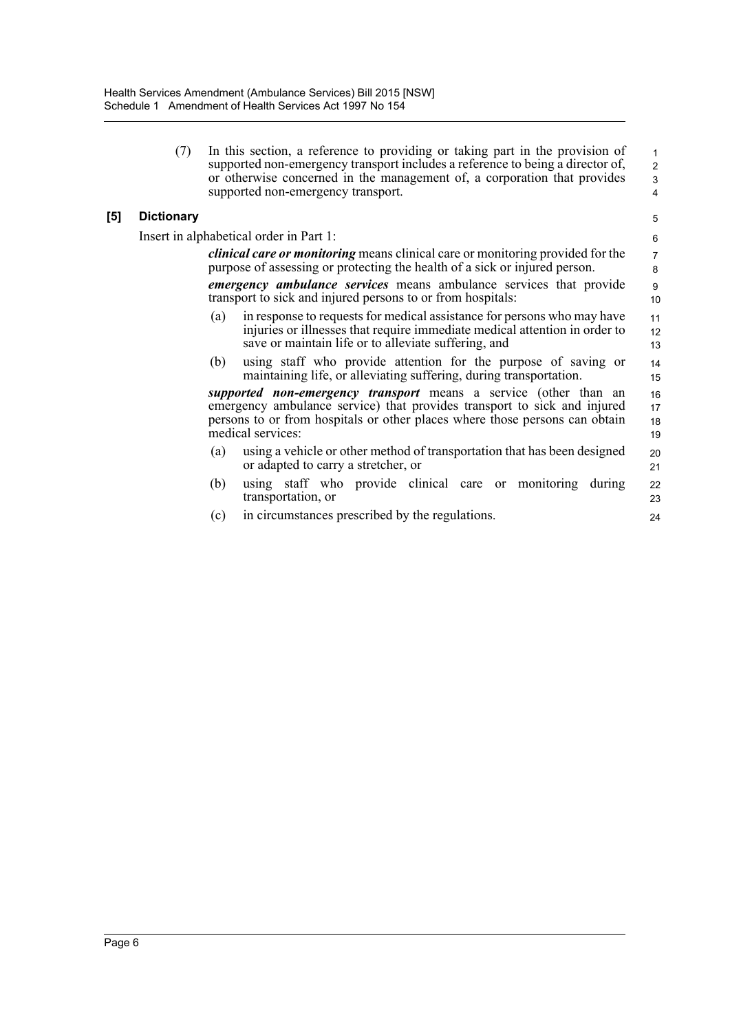(7) In this section, a reference to providing or taking part in the provision of supported non-emergency transport includes a reference to being a director of, or otherwise concerned in the management of, a corporation that provides supported non-emergency transport.

**[5] Dictionary**

Insert in alphabetical order in Part 1:

> ***clinical care or monitoring*** means clinical care or monitoring provided for the purpose of assessing or protecting the health of a sick or injured person.
>
> ***emergency ambulance services*** means ambulance services that provide transport to sick and injured persons to or from hospitals:
>
> (a) in response to requests for medical assistance for persons who may have injuries or illnesses that require immediate medical attention in order to save or maintain life or to alleviate suffering, and
>
> (b) using staff who provide attention for the purpose of saving or maintaining life, or alleviating suffering, during transportation.
>
> ***supported non-emergency transport*** means a service (other than an emergency ambulance service) that provides transport to sick and injured persons to or from hospitals or other places where those persons can obtain medical services:
>
> (a) using a vehicle or other method of transportation that has been designed or adapted to carry a stretcher, or
>
> (b) using staff who provide clinical care or monitoring during transportation, or
>
> (c) in circumstances prescribed by the regulations.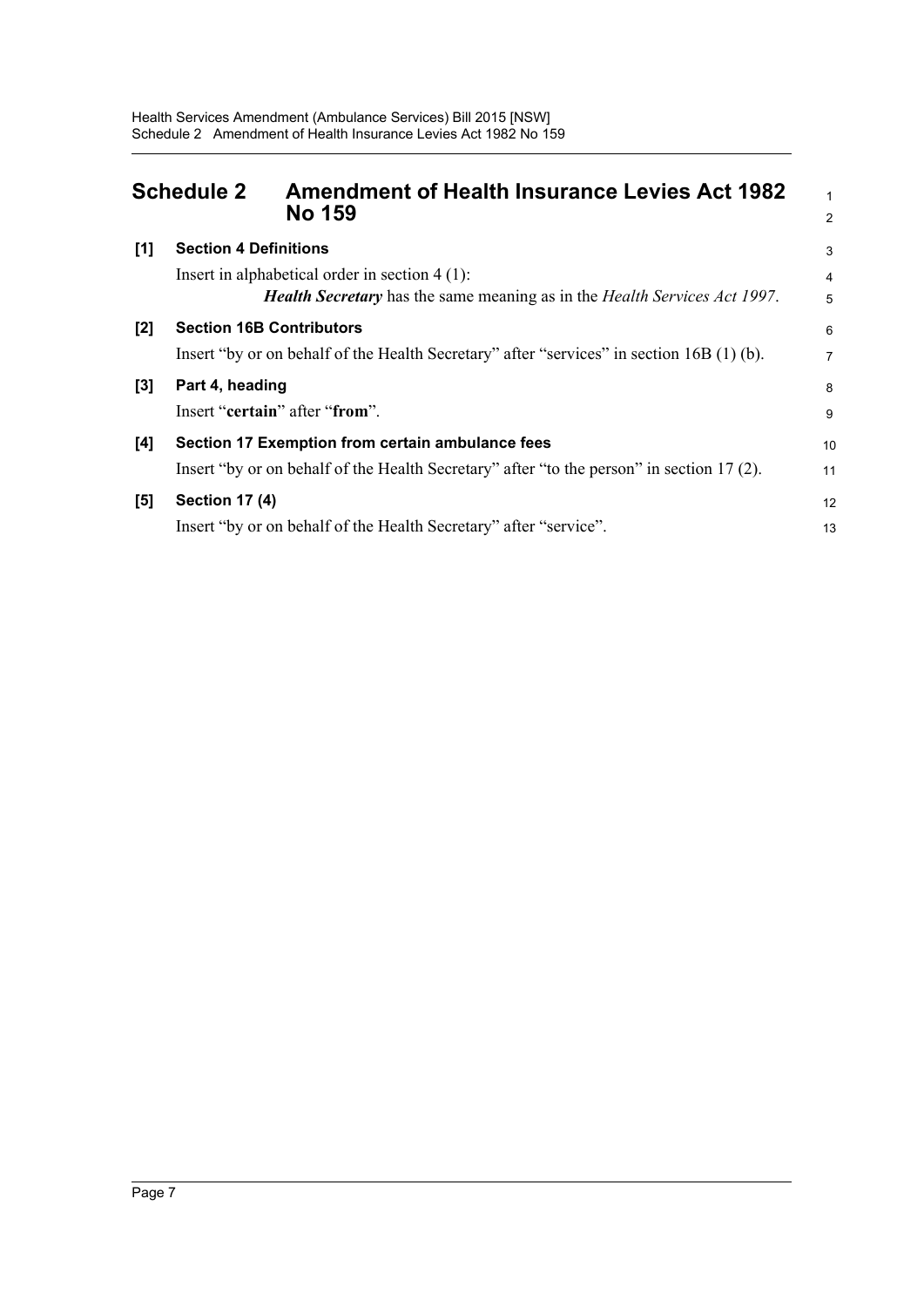# Schedule 2 Amendment of Health Insurance Levies Act 1982 No 159

**[1] Section 4 Definitions**

Insert in alphabetical order in section 4 (1):

> ***Health Secretary*** has the same meaning as in the *Health Services Act 1997*.

**[2] Section 16B Contributors**

Insert "by or on behalf of the Health Secretary" after "services" in section 16B (1) (b).

**[3] Part 4, heading**

Insert "**certain**" after "**from**".

**[4] Section 17 Exemption from certain ambulance fees**

Insert "by or on behalf of the Health Secretary" after "to the person" in section 17 (2).

**[5] Section 17 (4)**

Insert "by or on behalf of the Health Secretary" after "service".